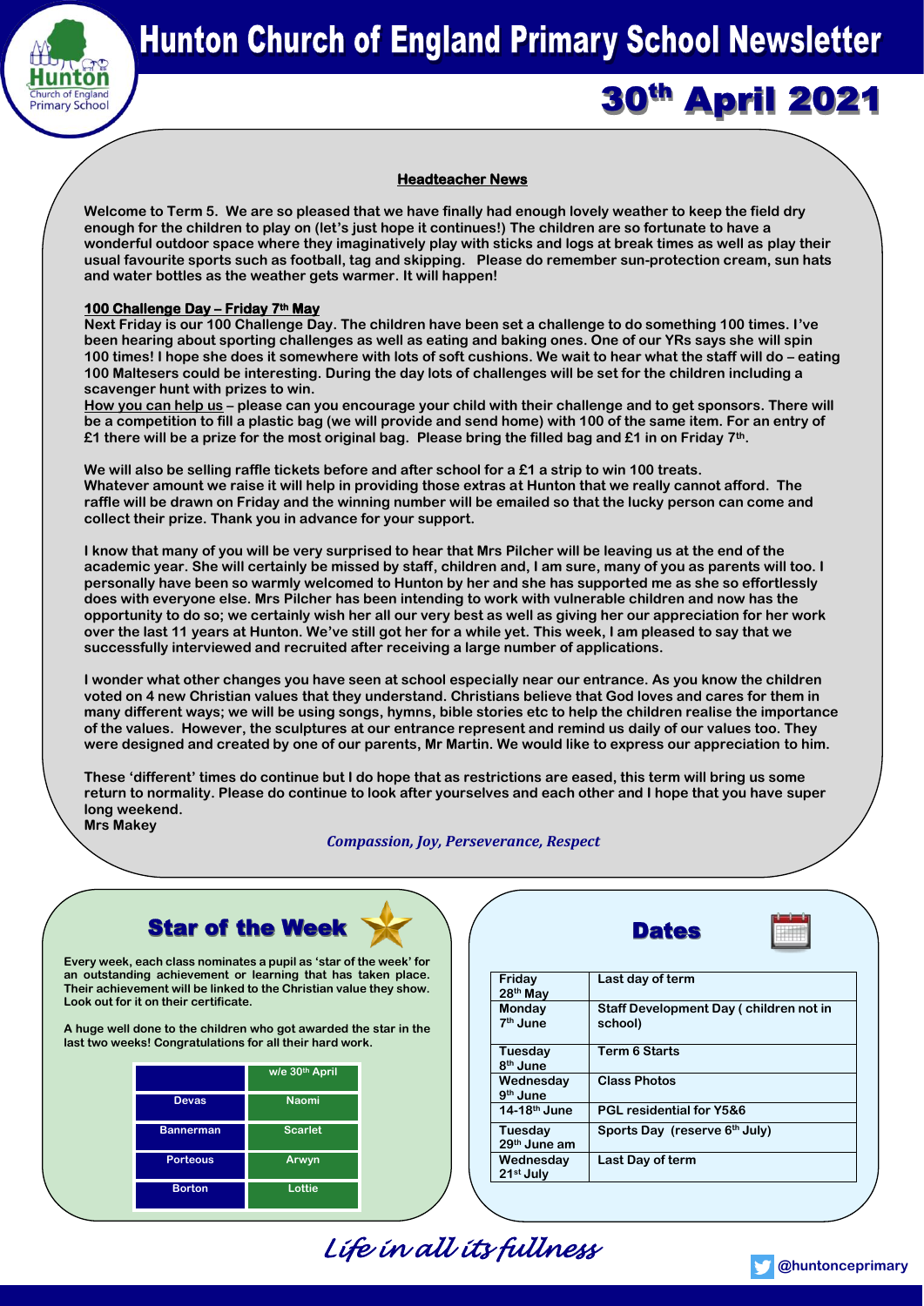# Hunton Church of England Primary School Newsletter

## 30th April 2021

### Headteacher News

**Welcome to Term 5. We are so pleased that we have finally had enough lovely weather to keep the field dry enough for the children to play on (let's just hope it continues!) The children are so fortunate to have a wonderful outdoor space where they imaginatively play with sticks and logs at break times as well as play their usual favourite sports such as football, tag and skipping. Please do remember sun-protection cream, sun hats and water bottles as the weather gets warmer. It will happen!**

**100 Challenge Day – Friday 7th May**

**Next Friday is our 100 Challenge Day. The children have been set a challenge to do something 100 times. I've been hearing about sporting challenges as well as eating and baking ones. One of our YRs says she will spin 100 times! I hope she does it somewhere with lots of soft cushions. We wait to hear what the staff will do – eating 100 Maltesers could be interesting. During the day lots of challenges will be set for the children including a scavenger hunt with prizes to win.**

**How you can help us – please can you encourage your child with their challenge and to get sponsors. There will be a competition to fill a plastic bag (we will provide and send home) with 100 of the same item. For an entry of £1 there will be a prize for the most original bag. Please bring the filled bag and £1 in on Friday 7th.**

**We will also be selling raffle tickets before and after school for a £1 a strip to win 100 treats. Whatever amount we raise it will help in providing those extras at Hunton that we really cannot afford. The raffle will be drawn on Friday and the winning number will be emailed so that the lucky person can come and collect their prize. Thank you in advance for your support.**

**I know that many of you will be very surprised to hear that Mrs Pilcher will be leaving us at the end of the academic year. She will certainly be missed by staff, children and, I am sure, many of you as parents will too. I personally have been so warmly welcomed to Hunton by her and she has supported me as she so effortlessly does with everyone else. Mrs Pilcher has been intending to work with vulnerable children and now has the opportunity to do so; we certainly wish her all our very best as well as giving her our appreciation for her work over the last 11 years at Hunton. We've still got her for a while yet. This week, I am pleased to say that we successfully interviewed and recruited after receiving a large number of applications.**

**I wonder what other changes you have seen at school especially near our entrance. As you know the children voted on 4 new Christian values that they understand. Christians believe that God loves and cares for them in many different ways; we will be using songs, hymns, bible stories etc to help the children realise the importance of the values. However, the sculptures at our entrance represent and remind us daily of our values too. They were designed and created by one of our parents, Mr Martin. We would like to express our appreciation to him.**

**These 'different' times do continue but I do hope that as restrictions are eased, this term will bring us some return to normality. Please do continue to look after yourselves and each other and I hope that you have super long weekend.**
**Mrs Makey**

*Compassion, Joy, Perseverance, Respect*

## Star of the Week

**Every week, each class nominates a pupil as 'star of the week' for an outstanding achievement or learning that has taken place. Their achievement will be linked to the Christian value they show. Look out for it on their certificate.**

**A huge well done to the children who got awarded the star in the last two weeks! Congratulations for all their hard work.**

| | w/e 30th April |
|---|---|
| Devas | Naomi |
| Bannerman | Scarlet |
| Porteous | Arwyn |
| Borton | Lottie |

## Dates

| | |
|---|---|
| Friday 28th May | Last day of term |
| Monday 7th June | Staff Development Day ( children not in school) |
| Tuesday 8th June | Term 6 Starts |
| Wednesday 9th June | Class Photos |
| 14-18th June | PGL residential for Y5&6 |
| Tuesday 29th June am | Sports Day (reserve 6th July) |
| Wednesday 21st July | Last Day of term |

*Life in all its fullness*

@huntonceprimary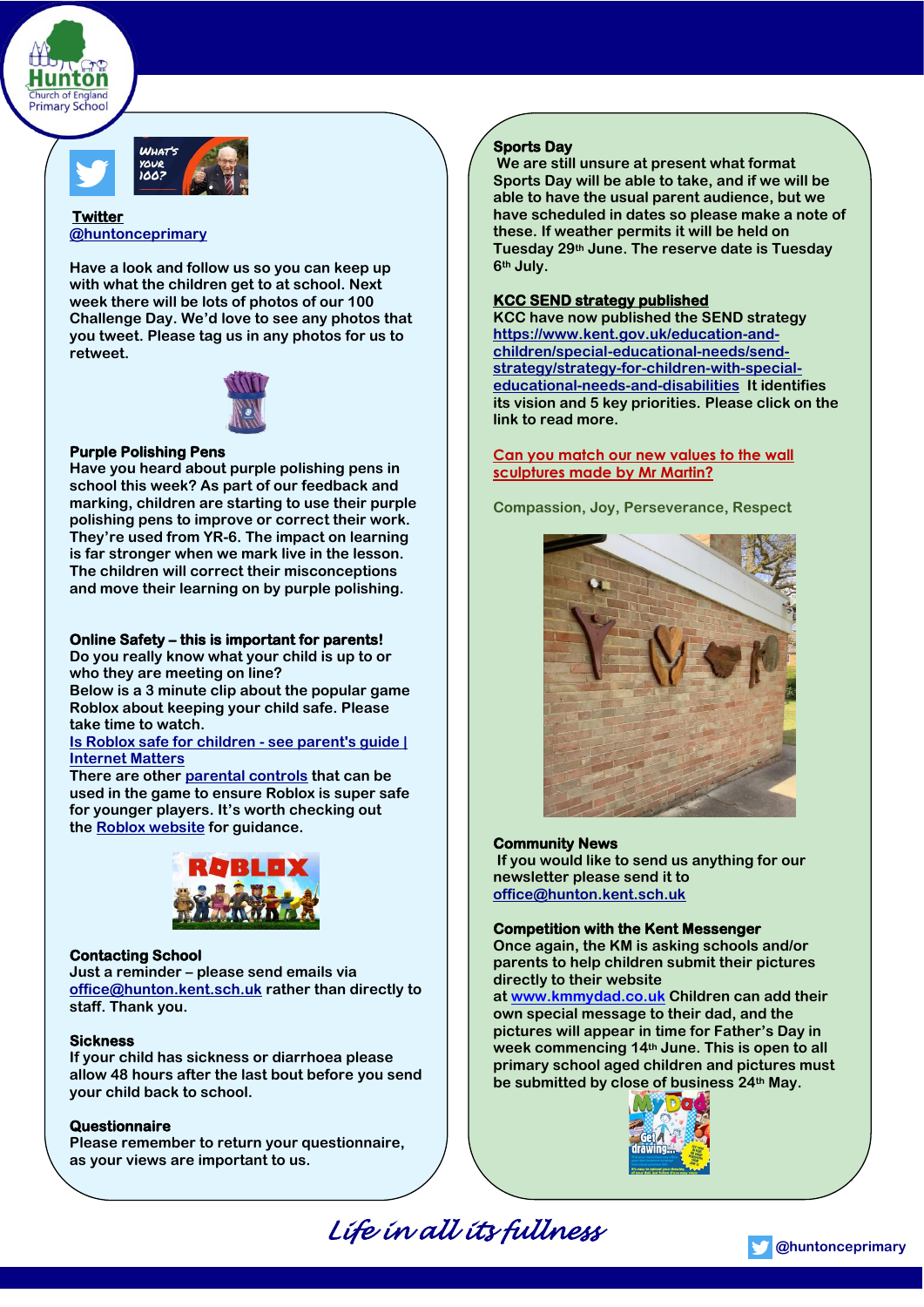### Twitter

@huntonceprimary

Have a look and follow us so you can keep up with what the children get to at school. Next week there will be lots of photos of our 100 Challenge Day. We'd love to see any photos that you tweet. Please tag us in any photos for us to retweet.

### Purple Polishing Pens

Have you heard about purple polishing pens in school this week? As part of our feedback and marking, children are starting to use their purple polishing pens to improve or correct their work. They're used from YR-6. The impact on learning is far stronger when we mark live in the lesson. The children will correct their misconceptions and move their learning on by purple polishing.

### Online Safety – this is important for parents!

Do you really know what your child is up to or who they are meeting on line?

Below is a 3 minute clip about the popular game Roblox about keeping your child safe. Please take time to watch.

Is Roblox safe for children - see parent's guide | Internet Matters

There are other parental controls that can be used in the game to ensure Roblox is super safe for younger players. It's worth checking out the Roblox website for guidance.

### Contacting School

Just a reminder – please send emails via office@hunton.kent.sch.uk rather than directly to staff. Thank you.

### Sickness

If your child has sickness or diarrhoea please allow 48 hours after the last bout before you send your child back to school.

### Questionnaire

Please remember to return your questionnaire, as your views are important to us.

### Sports Day

We are still unsure at present what format Sports Day will be able to take, and if we will be able to have the usual parent audience, but we have scheduled in dates so please make a note of these. If weather permits it will be held on Tuesday 29th June. The reserve date is Tuesday 6th July.

### KCC SEND strategy published

KCC have now published the SEND strategy https://www.kent.gov.uk/education-and-children/special-educational-needs/send-strategy/strategy-for-children-with-special-educational-needs-and-disabilities It identifies its vision and 5 key priorities. Please click on the link to read more.

**Can you match our new values to the wall sculptures made by Mr Martin?**

Compassion, Joy, Perseverance, Respect

### Community News

If you would like to send us anything for our newsletter please send it to office@hunton.kent.sch.uk

### Competition with the Kent Messenger

Once again, the KM is asking schools and/or parents to help children submit their pictures directly to their website at www.kmmydad.co.uk Children can add their own special message to their dad, and the pictures will appear in time for Father's Day in week commencing 14th June. This is open to all primary school aged children and pictures must be submitted by close of business 24th May.

*Life in all its fullness*